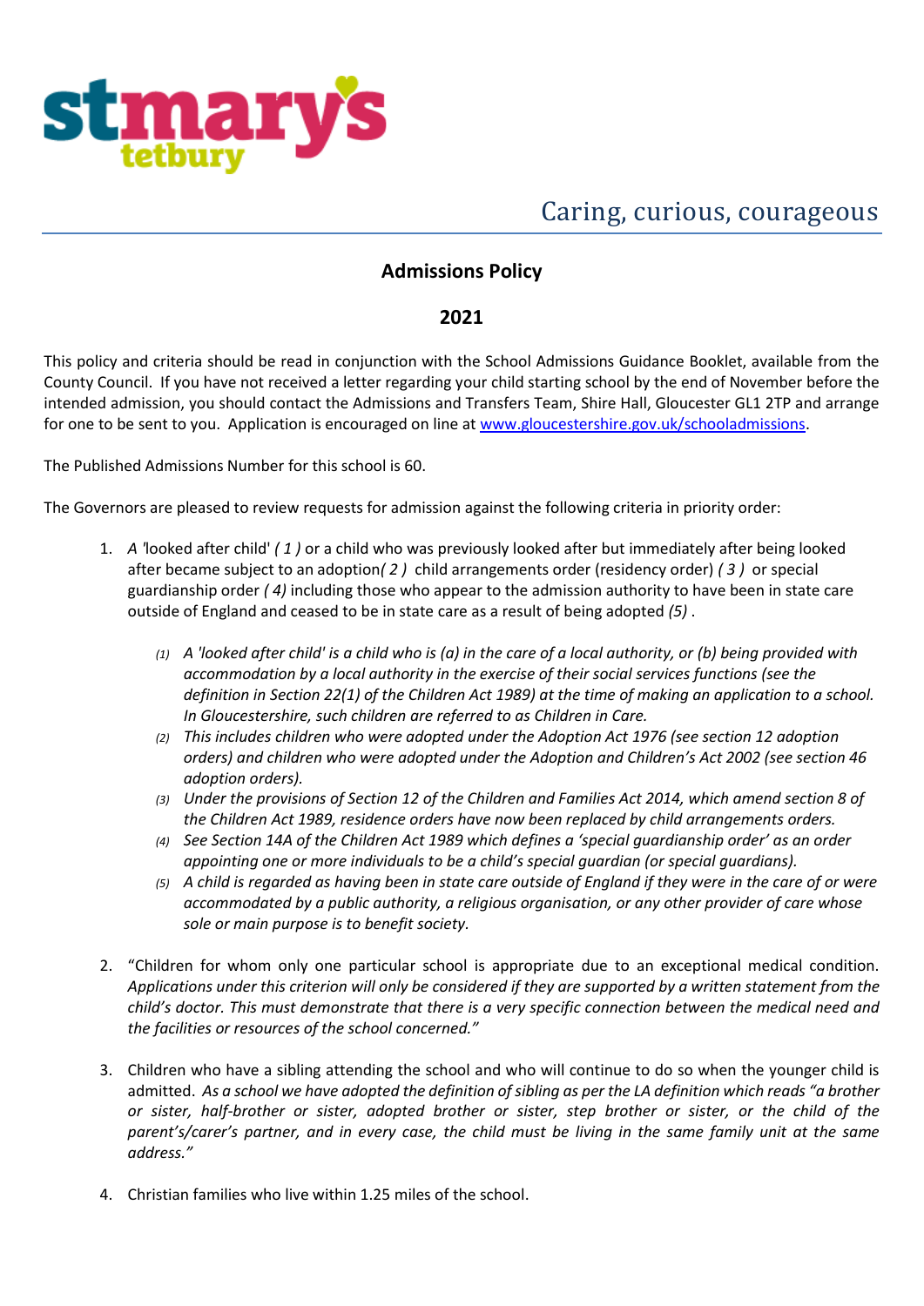stmary's tetbury

Caring, curious, courageous

# Admissions Policy

## 2021

This policy and criteria should be read in conjunction with the School Admissions Guidance Booklet, available from the County Council. If you have not received a letter regarding your child starting school by the end of November before the intended admission, you should contact the Admissions and Transfers Team, Shire Hall, Gloucester GL1 2TP and arrange for one to be sent to you. Application is encouraged on line at www.gloucestershire.gov.uk/schooladmissions.

The Published Admissions Number for this school is 60.

The Governors are pleased to review requests for admission against the following criteria in priority order:

1. *A* 'looked after child' *( 1 )* or a child who was previously looked after but immediately after being looked after became subject to an adoption*( 2 )* child arrangements order (residency order) *( 3 )* or special guardianship order *( 4)* including those who appear to the admission authority to have been in state care outside of England and ceased to be in state care as a result of being adopted *(5)* .

   *(1)* *A 'looked after child' is a child who is (a) in the care of a local authority, or (b) being provided with accommodation by a local authority in the exercise of their social services functions (see the definition in Section 22(1) of the Children Act 1989) at the time of making an application to a school. In Gloucestershire, such children are referred to as Children in Care.*

   *(2)* *This includes children who were adopted under the Adoption Act 1976 (see section 12 adoption orders) and children who were adopted under the Adoption and Children's Act 2002 (see section 46 adoption orders).*

   *(3)* *Under the provisions of Section 12 of the Children and Families Act 2014, which amend section 8 of the Children Act 1989, residence orders have now been replaced by child arrangements orders.*

   *(4)* *See Section 14A of the Children Act 1989 which defines a 'special guardianship order' as an order appointing one or more individuals to be a child's special guardian (or special guardians).*

   *(5)* *A child is regarded as having been in state care outside of England if they were in the care of or were accommodated by a public authority, a religious organisation, or any other provider of care whose sole or main purpose is to benefit society.*

2. "Children for whom only one particular school is appropriate due to an exceptional medical condition. *Applications under this criterion will only be considered if they are supported by a written statement from the child's doctor. This must demonstrate that there is a very specific connection between the medical need and the facilities or resources of the school concerned."*

3. Children who have a sibling attending the school and who will continue to do so when the younger child is admitted. *As a school we have adopted the definition of sibling as per the LA definition which reads "a brother or sister, half-brother or sister, adopted brother or sister, step brother or sister, or the child of the parent's/carer's partner, and in every case, the child must be living in the same family unit at the same address."*

4. Christian families who live within 1.25 miles of the school.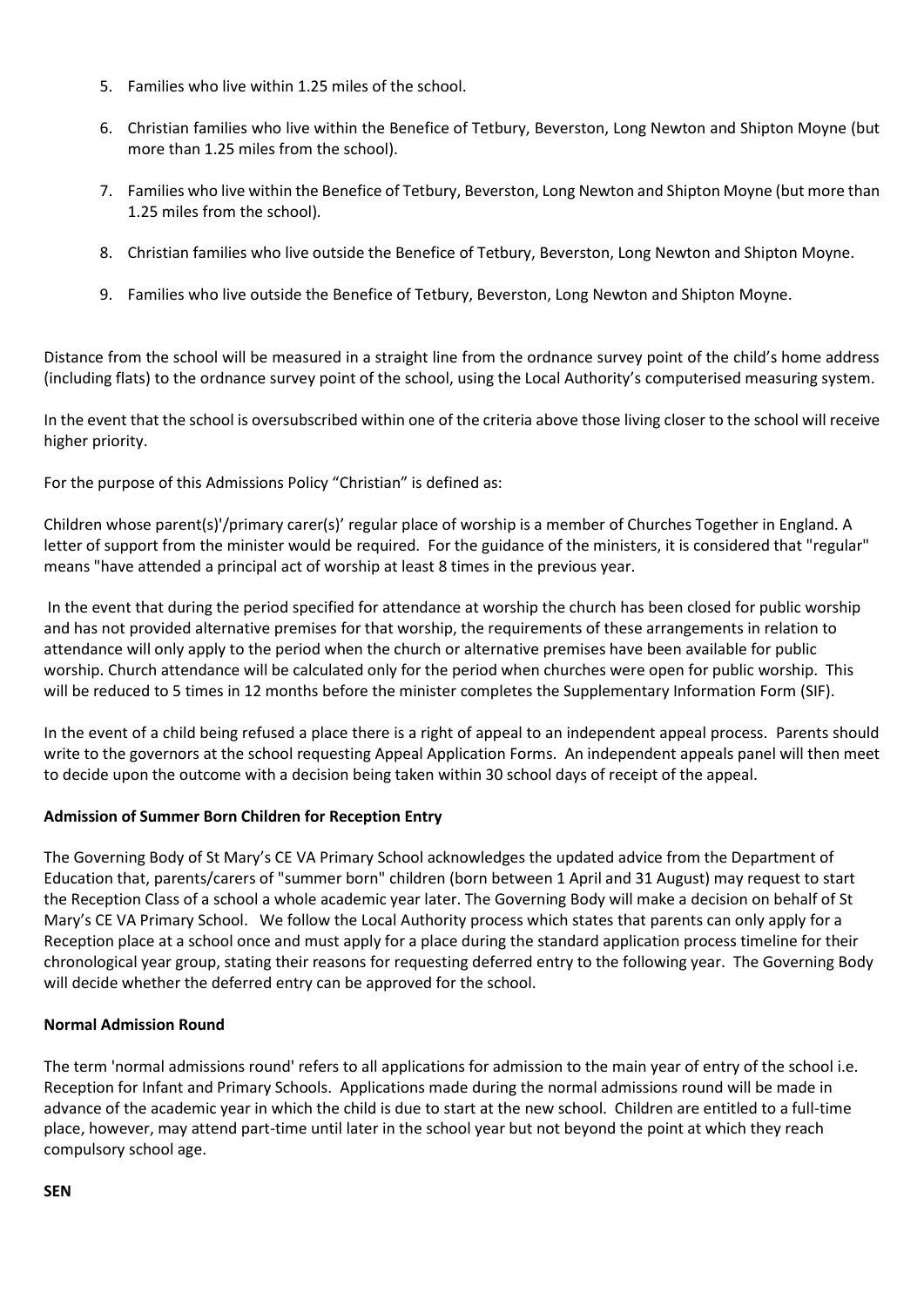5. Families who live within 1.25 miles of the school.

6. Christian families who live within the Benefice of Tetbury, Beverston, Long Newton and Shipton Moyne (but more than 1.25 miles from the school).

7. Families who live within the Benefice of Tetbury, Beverston, Long Newton and Shipton Moyne (but more than 1.25 miles from the school).

8. Christian families who live outside the Benefice of Tetbury, Beverston, Long Newton and Shipton Moyne.

9. Families who live outside the Benefice of Tetbury, Beverston, Long Newton and Shipton Moyne.

Distance from the school will be measured in a straight line from the ordnance survey point of the child's home address (including flats) to the ordnance survey point of the school, using the Local Authority's computerised measuring system.

In the event that the school is oversubscribed within one of the criteria above those living closer to the school will receive higher priority.

For the purpose of this Admissions Policy "Christian" is defined as:

Children whose parent(s)'/primary carer(s)' regular place of worship is a member of Churches Together in England. A letter of support from the minister would be required. For the guidance of the ministers, it is considered that "regular" means "have attended a principal act of worship at least 8 times in the previous year.

In the event that during the period specified for attendance at worship the church has been closed for public worship and has not provided alternative premises for that worship, the requirements of these arrangements in relation to attendance will only apply to the period when the church or alternative premises have been available for public worship. Church attendance will be calculated only for the period when churches were open for public worship. This will be reduced to 5 times in 12 months before the minister completes the Supplementary Information Form (SIF).

In the event of a child being refused a place there is a right of appeal to an independent appeal process. Parents should write to the governors at the school requesting Appeal Application Forms. An independent appeals panel will then meet to decide upon the outcome with a decision being taken within 30 school days of receipt of the appeal.

**Admission of Summer Born Children for Reception Entry**

The Governing Body of St Mary's CE VA Primary School acknowledges the updated advice from the Department of Education that, parents/carers of "summer born" children (born between 1 April and 31 August) may request to start the Reception Class of a school a whole academic year later. The Governing Body will make a decision on behalf of St Mary's CE VA Primary School. We follow the Local Authority process which states that parents can only apply for a Reception place at a school once and must apply for a place during the standard application process timeline for their chronological year group, stating their reasons for requesting deferred entry to the following year. The Governing Body will decide whether the deferred entry can be approved for the school.

**Normal Admission Round**

The term 'normal admissions round' refers to all applications for admission to the main year of entry of the school i.e. Reception for Infant and Primary Schools. Applications made during the normal admissions round will be made in advance of the academic year in which the child is due to start at the new school. Children are entitled to a full-time place, however, may attend part-time until later in the school year but not beyond the point at which they reach compulsory school age.

**SEN**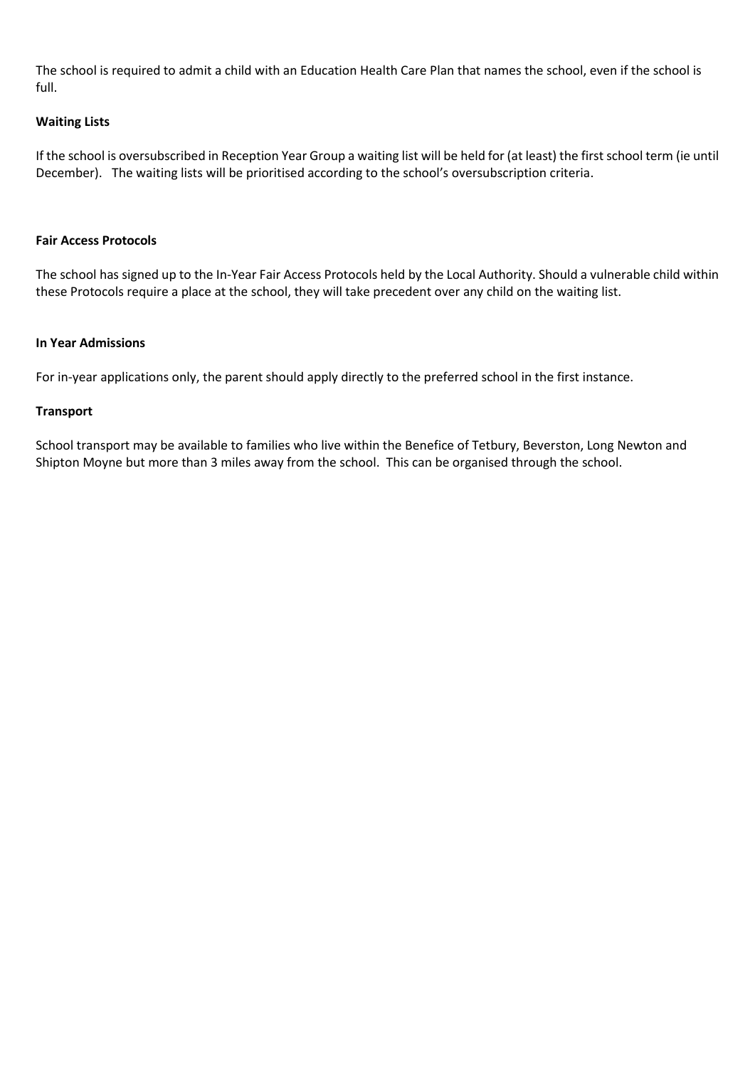The school is required to admit a child with an Education Health Care Plan that names the school, even if the school is full.

**Waiting Lists**

If the school is oversubscribed in Reception Year Group a waiting list will be held for (at least) the first school term (ie until December). The waiting lists will be prioritised according to the school's oversubscription criteria.

**Fair Access Protocols**

The school has signed up to the In-Year Fair Access Protocols held by the Local Authority. Should a vulnerable child within these Protocols require a place at the school, they will take precedent over any child on the waiting list.

**In Year Admissions**

For in-year applications only, the parent should apply directly to the preferred school in the first instance.

**Transport**

School transport may be available to families who live within the Benefice of Tetbury, Beverston, Long Newton and Shipton Moyne but more than 3 miles away from the school. This can be organised through the school.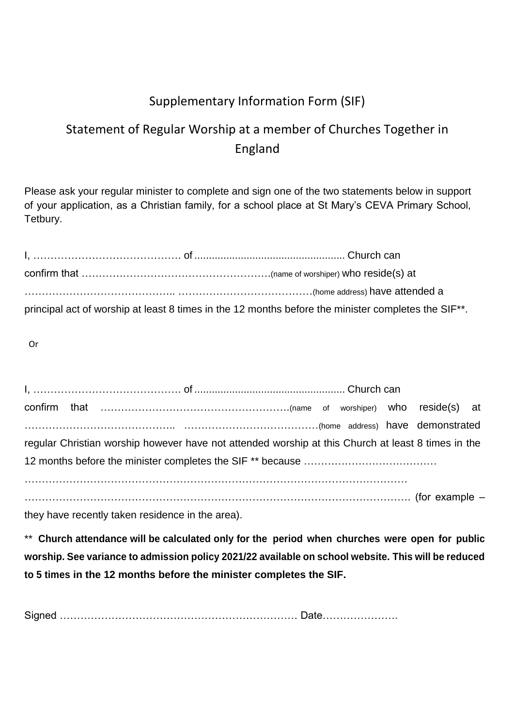# Supplementary Information Form (SIF)

## Statement of Regular Worship at a member of Churches Together in England

Please ask your regular minister to complete and sign one of the two statements below in support of your application, as a Christian family, for a school place at St Mary's CEVA Primary School, Tetbury.

I, ……………………………………. of .................................................... Church can confirm that ……………………………………………….(name of worshiper) who reside(s) at …………………………………….. …………………………………(home address) have attended a principal act of worship at least 8 times in the 12 months before the minister completes the SIF**.

Or

I, ……………………………………. of .................................................... Church can confirm that ……………………………………………….(name of worshiper) who reside(s) at …………………………………….. …………………………………(home address) have demonstrated regular Christian worship however have not attended worship at this Church at least 8 times in the 12 months before the minister completes the SIF ** because …………………………………
…………………………………………………………………………………………………
………………………………………………………………………………………………. (for example – they have recently taken residence in the area).

** **Church attendance will be calculated only for the period when churches were open for public worship. See variance to admission policy 2021/22 available on school website. This will be reduced to 5 times in the 12 months before the minister completes the SIF.**

Signed …………………………………………………………… Date………………….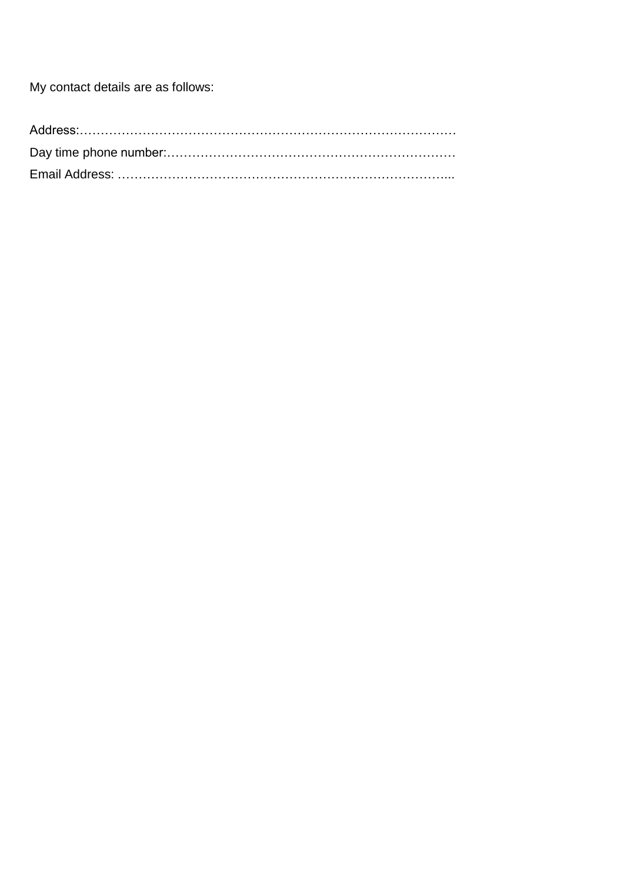My contact details are as follows:

Address:…………………………………………………………………………………
Day time phone number:……………………………………………………………
Email Address: ……………………………………………………………………...